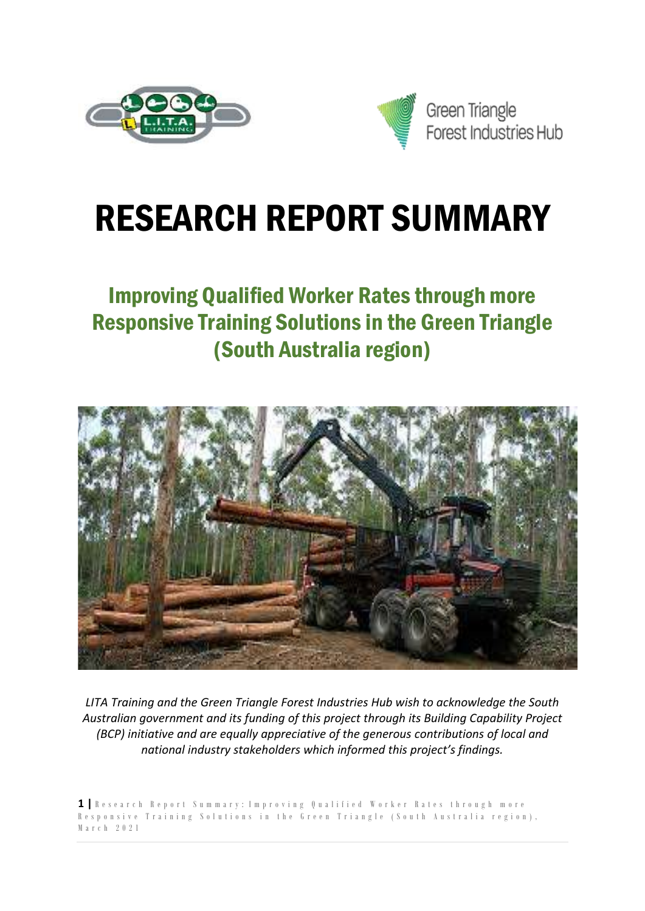Green Triangle Forest Industries Hub

# RESEARCH REPORT SUMMARY

## Improving Qualified Worker Rates through more Responsive Training Solutions in the Green Triangle (South Australia region)

*LITA Training and the Green Triangle Forest Industries Hub wish to acknowledge the South Australian government and its funding of this project through its Building Capability Project (BCP) initiative and are equally appreciative of the generous contributions of local and national industry stakeholders which informed this project's findings.*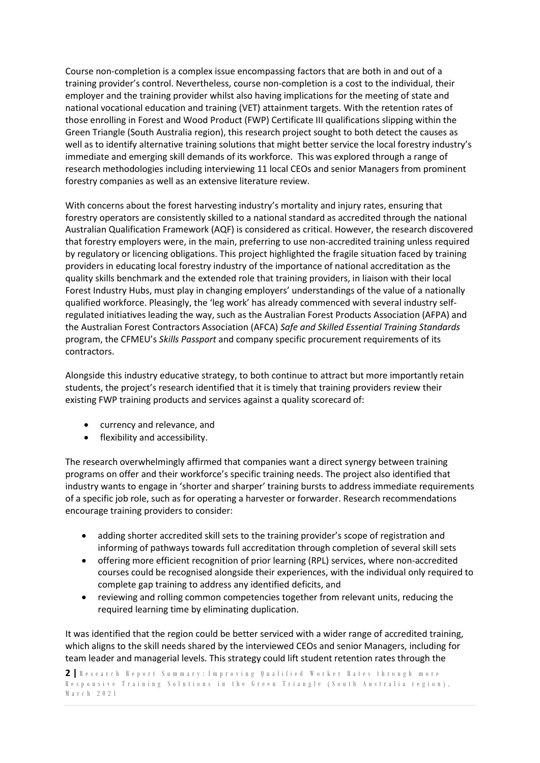Course non-completion is a complex issue encompassing factors that are both in and out of a training provider's control. Nevertheless, course non-completion is a cost to the individual, their employer and the training provider whilst also having implications for the meeting of state and national vocational education and training (VET) attainment targets. With the retention rates of those enrolling in Forest and Wood Product (FWP) Certificate III qualifications slipping within the Green Triangle (South Australia region), this research project sought to both detect the causes as well as to identify alternative training solutions that might better service the local forestry industry's immediate and emerging skill demands of its workforce. This was explored through a range of research methodologies including interviewing 11 local CEOs and senior Managers from prominent forestry companies as well as an extensive literature review.

With concerns about the forest harvesting industry's mortality and injury rates, ensuring that forestry operators are consistently skilled to a national standard as accredited through the national Australian Qualification Framework (AQF) is considered as critical. However, the research discovered that forestry employers were, in the main, preferring to use non-accredited training unless required by regulatory or licencing obligations. This project highlighted the fragile situation faced by training providers in educating local forestry industry of the importance of national accreditation as the quality skills benchmark and the extended role that training providers, in liaison with their local Forest Industry Hubs, must play in changing employers' understandings of the value of a nationally qualified workforce. Pleasingly, the 'leg work' has already commenced with several industry self-regulated initiatives leading the way, such as the Australian Forest Products Association (AFPA) and the Australian Forest Contractors Association (AFCA) *Safe and Skilled Essential Training Standards* program, the CFMEU's *Skills Passport* and company specific procurement requirements of its contractors.

Alongside this industry educative strategy, to both continue to attract but more importantly retain students, the project's research identified that it is timely that training providers review their existing FWP training products and services against a quality scorecard of:

- currency and relevance, and
- flexibility and accessibility.

The research overwhelmingly affirmed that companies want a direct synergy between training programs on offer and their workforce's specific training needs. The project also identified that industry wants to engage in 'shorter and sharper' training bursts to address immediate requirements of a specific job role, such as for operating a harvester or forwarder. Research recommendations encourage training providers to consider:

- adding shorter accredited skill sets to the training provider's scope of registration and informing of pathways towards full accreditation through completion of several skill sets
- offering more efficient recognition of prior learning (RPL) services, where non-accredited courses could be recognised alongside their experiences, with the individual only required to complete gap training to address any identified deficits, and
- reviewing and rolling common competencies together from relevant units, reducing the required learning time by eliminating duplication.

It was identified that the region could be better serviced with a wider range of accredited training, which aligns to the skill needs shared by the interviewed CEOs and senior Managers, including for team leader and managerial levels. This strategy could lift student retention rates through the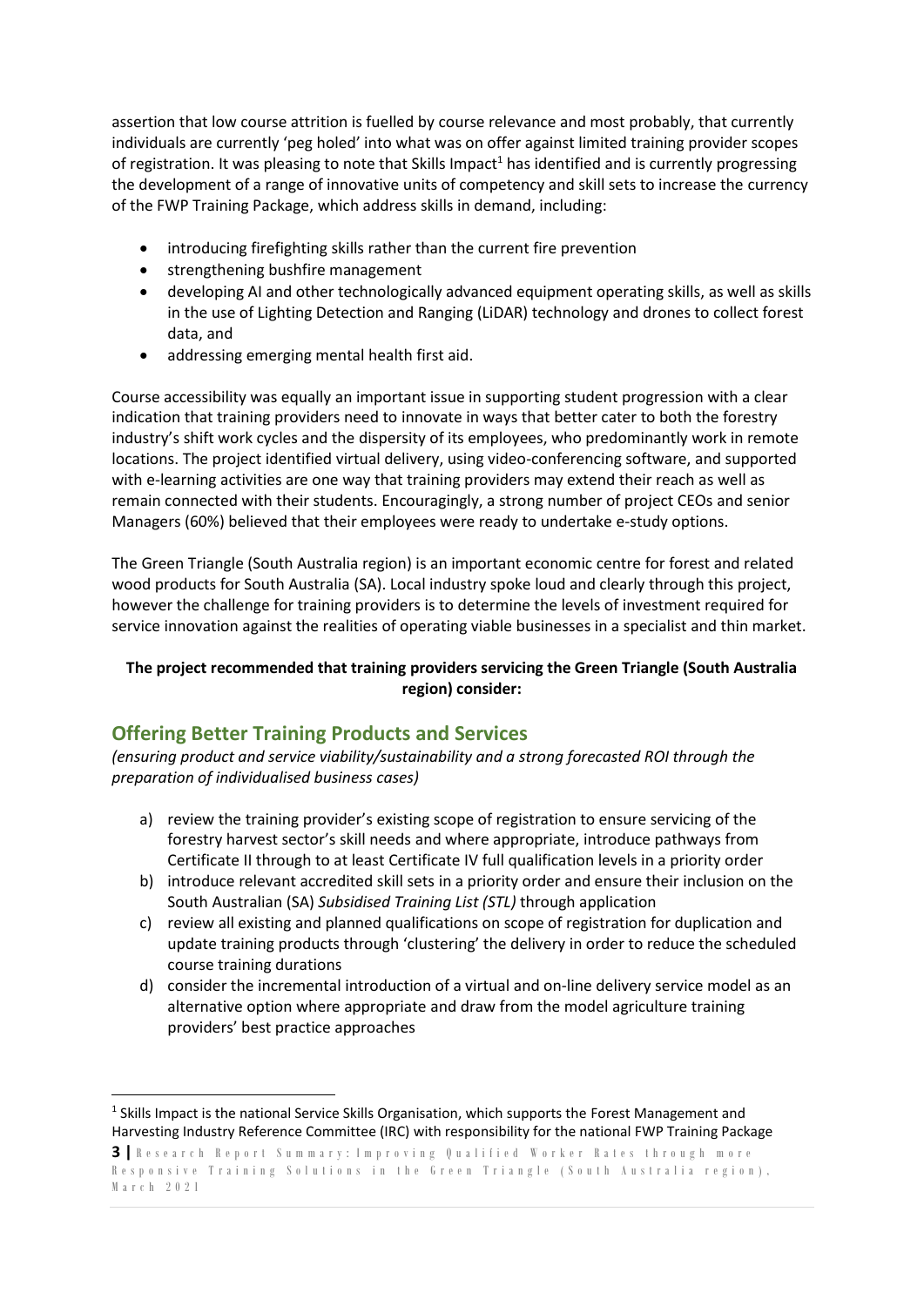assertion that low course attrition is fuelled by course relevance and most probably, that currently individuals are currently 'peg holed' into what was on offer against limited training provider scopes of registration. It was pleasing to note that Skills Impact[1] has identified and is currently progressing the development of a range of innovative units of competency and skill sets to increase the currency of the FWP Training Package, which address skills in demand, including:

- introducing firefighting skills rather than the current fire prevention
- strengthening bushfire management
- developing AI and other technologically advanced equipment operating skills, as well as skills in the use of Lighting Detection and Ranging (LiDAR) technology and drones to collect forest data, and
- addressing emerging mental health first aid.

Course accessibility was equally an important issue in supporting student progression with a clear indication that training providers need to innovate in ways that better cater to both the forestry industry's shift work cycles and the dispersity of its employees, who predominantly work in remote locations. The project identified virtual delivery, using video-conferencing software, and supported with e-learning activities are one way that training providers may extend their reach as well as remain connected with their students. Encouragingly, a strong number of project CEOs and senior Managers (60%) believed that their employees were ready to undertake e-study options.

The Green Triangle (South Australia region) is an important economic centre for forest and related wood products for South Australia (SA). Local industry spoke loud and clearly through this project, however the challenge for training providers is to determine the levels of investment required for service innovation against the realities of operating viable businesses in a specialist and thin market.

**The project recommended that training providers servicing the Green Triangle (South Australia region) consider:**

## Offering Better Training Products and Services

*(ensuring product and service viability/sustainability and a strong forecasted ROI through the preparation of individualised business cases)*

a) review the training provider's existing scope of registration to ensure servicing of the forestry harvest sector's skill needs and where appropriate, introduce pathways from Certificate II through to at least Certificate IV full qualification levels in a priority order
b) introduce relevant accredited skill sets in a priority order and ensure their inclusion on the South Australian (SA) *Subsidised Training List (STL)* through application
c) review all existing and planned qualifications on scope of registration for duplication and update training products through 'clustering' the delivery in order to reduce the scheduled course training durations
d) consider the incremental introduction of a virtual and on-line delivery service model as an alternative option where appropriate and draw from the model agriculture training providers' best practice approaches

[1] Skills Impact is the national Service Skills Organisation, which supports the Forest Management and Harvesting Industry Reference Committee (IRC) with responsibility for the national FWP Training Package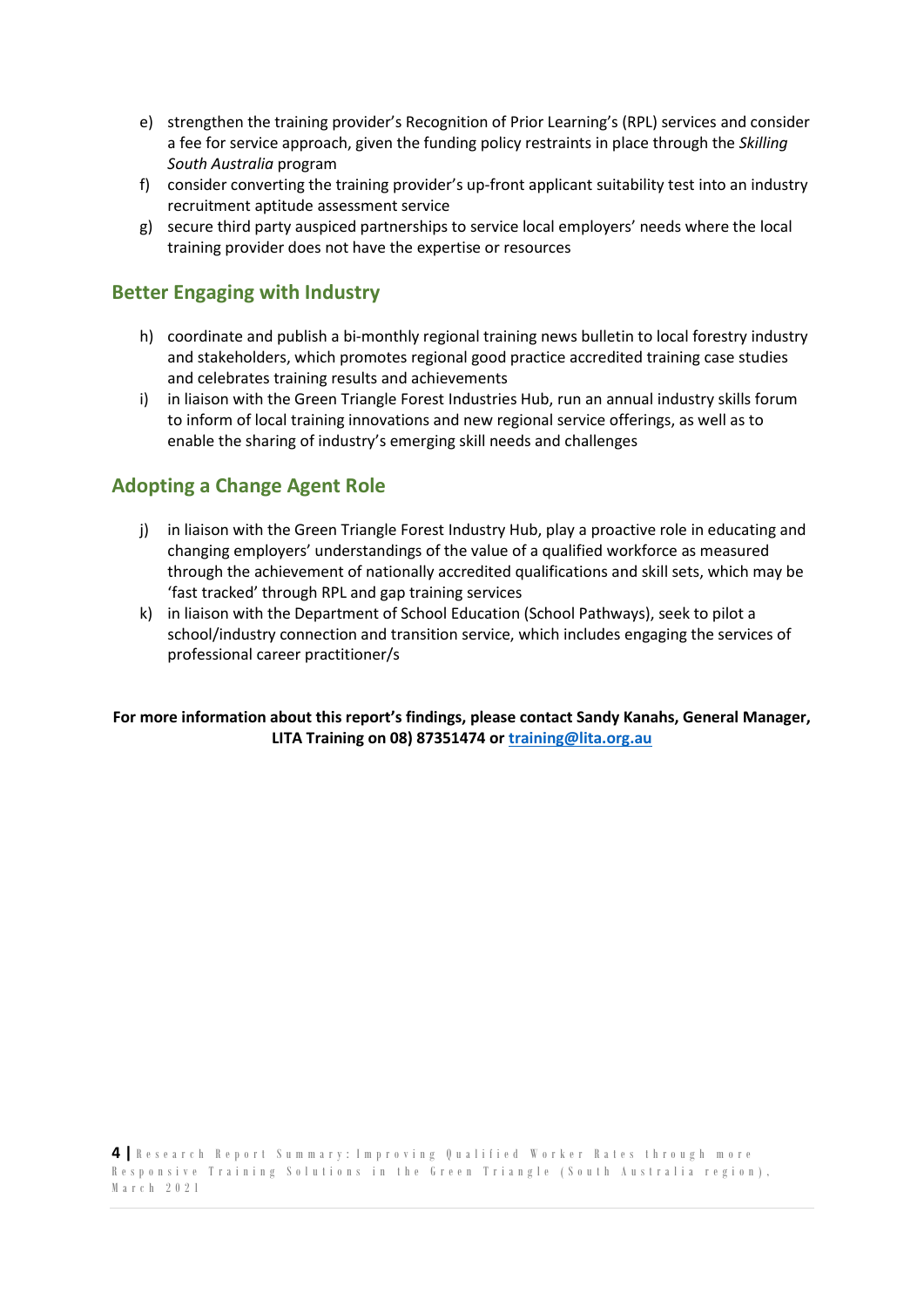e) strengthen the training provider's Recognition of Prior Learning's (RPL) services and consider a fee for service approach, given the funding policy restraints in place through the *Skilling South Australia* program
f) consider converting the training provider's up-front applicant suitability test into an industry recruitment aptitude assessment service
g) secure third party auspiced partnerships to service local employers' needs where the local training provider does not have the expertise or resources

## Better Engaging with Industry

h) coordinate and publish a bi-monthly regional training news bulletin to local forestry industry and stakeholders, which promotes regional good practice accredited training case studies and celebrates training results and achievements
i) in liaison with the Green Triangle Forest Industries Hub, run an annual industry skills forum to inform of local training innovations and new regional service offerings, as well as to enable the sharing of industry's emerging skill needs and challenges

## Adopting a Change Agent Role

j) in liaison with the Green Triangle Forest Industry Hub, play a proactive role in educating and changing employers' understandings of the value of a qualified workforce as measured through the achievement of nationally accredited qualifications and skill sets, which may be 'fast tracked' through RPL and gap training services
k) in liaison with the Department of School Education (School Pathways), seek to pilot a school/industry connection and transition service, which includes engaging the services of professional career practitioner/s

**For more information about this report's findings, please contact Sandy Kanahs, General Manager, LITA Training on 08) 87351474 or [training@lita.org.au](mailto:training@lita.org.au)**